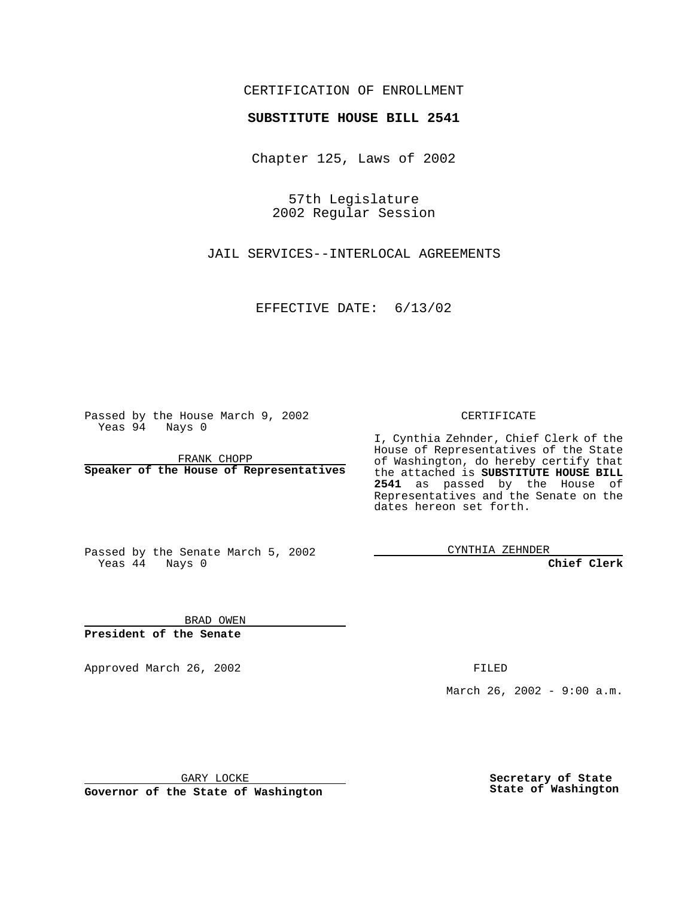CERTIFICATION OF ENROLLMENT

**SUBSTITUTE HOUSE BILL 2541**

Chapter 125, Laws of 2002

57th Legislature
2002 Regular Session

JAIL SERVICES--INTERLOCAL AGREEMENTS

EFFECTIVE DATE: 6/13/02

Passed by the House March 9, 2002
Yeas 94 Nays 0

FRANK CHOPP
**Speaker of the House of Representatives**

Passed by the Senate March 5, 2002
Yeas 44 Nays 0

BRAD OWEN
**President of the Senate**

CERTIFICATE

I, Cynthia Zehnder, Chief Clerk of the House of Representatives of the State of Washington, do hereby certify that the attached is **SUBSTITUTE HOUSE BILL 2541** as passed by the House of Representatives and the Senate on the dates hereon set forth.

CYNTHIA ZEHNDER
**Chief Clerk**

Approved March 26, 2002

FILED

March 26, 2002 - 9:00 a.m.

GARY LOCKE
**Governor of the State of Washington**

**Secretary of State**
**State of Washington**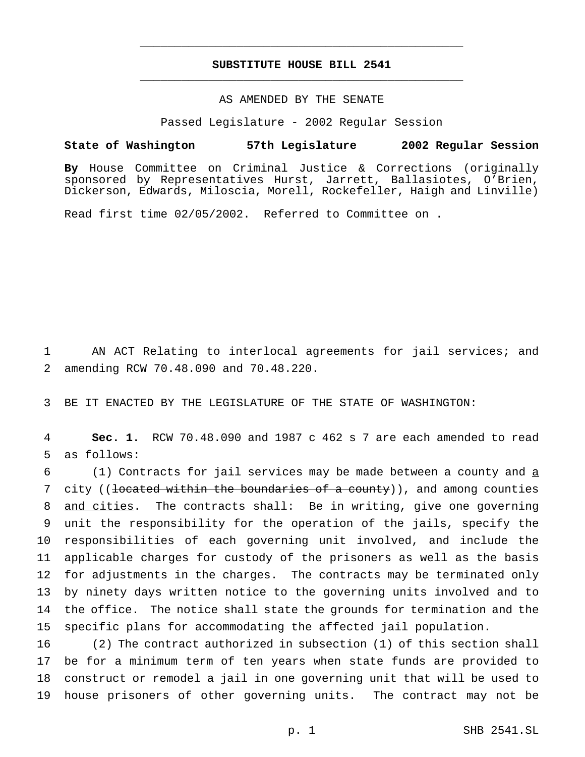---

# SUBSTITUTE HOUSE BILL 2541

---

AS AMENDED BY THE SENATE

Passed Legislature - 2002 Regular Session

**State of Washington 57th Legislature 2002 Regular Session**

**By** House Committee on Criminal Justice & Corrections (originally sponsored by Representatives Hurst, Jarrett, Ballasiotes, O'Brien, Dickerson, Edwards, Miloscia, Morell, Rockefeller, Haigh and Linville)

Read first time 02/05/2002. Referred to Committee on .

AN ACT Relating to interlocal agreements for jail services; and amending RCW 70.48.090 and 70.48.220.

BE IT ENACTED BY THE LEGISLATURE OF THE STATE OF WASHINGTON:

**Sec. 1.** RCW 70.48.090 and 1987 c 462 s 7 are each amended to read as follows:

(1) Contracts for jail services may be made between a county and a city ((~~located within the boundaries of a county~~)), and among counties and cities. The contracts shall: Be in writing, give one governing unit the responsibility for the operation of the jails, specify the responsibilities of each governing unit involved, and include the applicable charges for custody of the prisoners as well as the basis for adjustments in the charges. The contracts may be terminated only by ninety days written notice to the governing units involved and to the office. The notice shall state the grounds for termination and the specific plans for accommodating the affected jail population.

(2) The contract authorized in subsection (1) of this section shall be for a minimum term of ten years when state funds are provided to construct or remodel a jail in one governing unit that will be used to house prisoners of other governing units. The contract may not be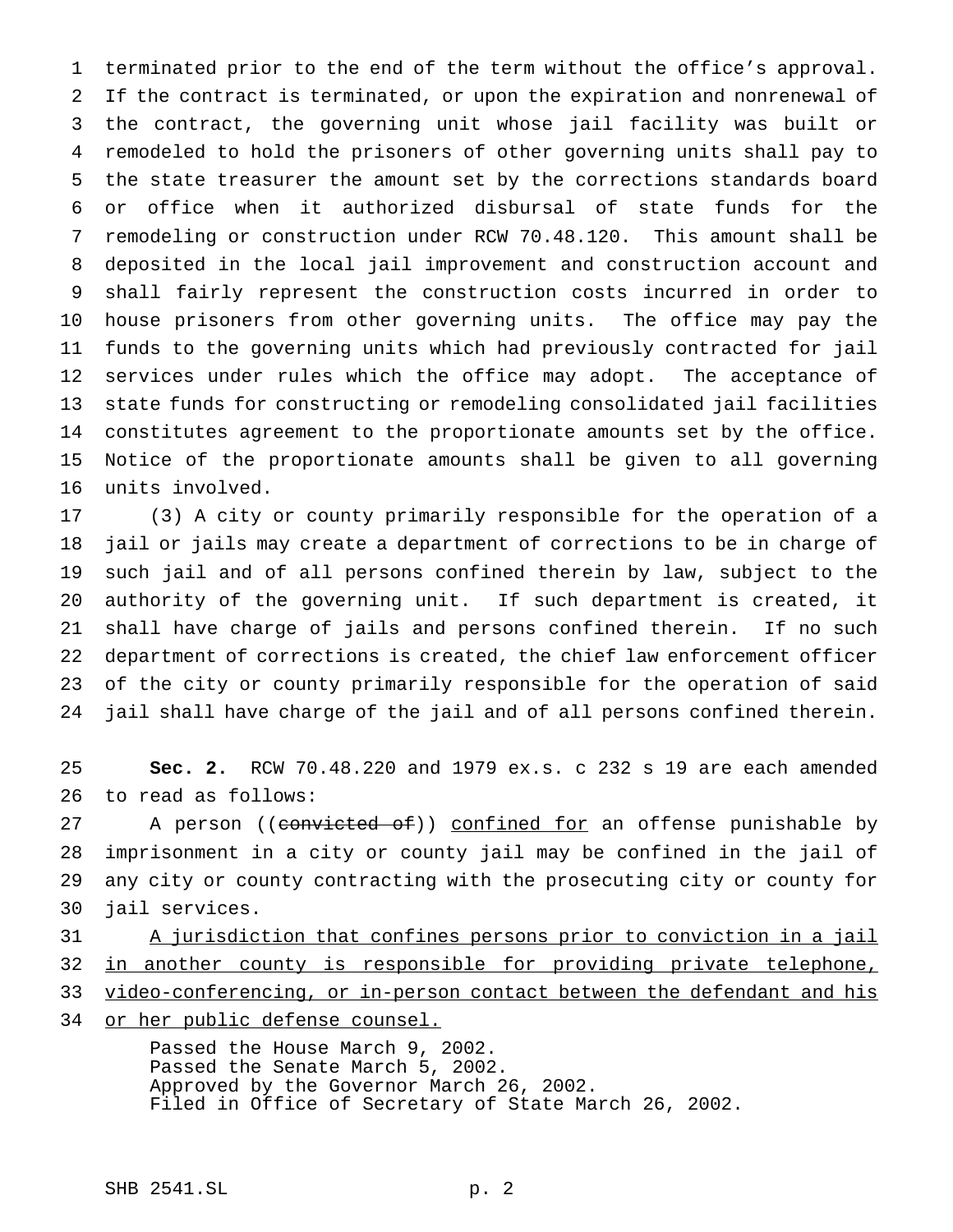terminated prior to the end of the term without the office's approval. If the contract is terminated, or upon the expiration and nonrenewal of the contract, the governing unit whose jail facility was built or remodeled to hold the prisoners of other governing units shall pay to the state treasurer the amount set by the corrections standards board or office when it authorized disbursal of state funds for the remodeling or construction under RCW 70.48.120. This amount shall be deposited in the local jail improvement and construction account and shall fairly represent the construction costs incurred in order to house prisoners from other governing units. The office may pay the funds to the governing units which had previously contracted for jail services under rules which the office may adopt. The acceptance of state funds for constructing or remodeling consolidated jail facilities constitutes agreement to the proportionate amounts set by the office. Notice of the proportionate amounts shall be given to all governing units involved.

(3) A city or county primarily responsible for the operation of a jail or jails may create a department of corrections to be in charge of such jail and of all persons confined therein by law, subject to the authority of the governing unit. If such department is created, it shall have charge of jails and persons confined therein. If no such department of corrections is created, the chief law enforcement officer of the city or county primarily responsible for the operation of said jail shall have charge of the jail and of all persons confined therein.

**Sec. 2.** RCW 70.48.220 and 1979 ex.s. c 232 s 19 are each amended to read as follows:

A person ((~~convicted of~~)) <u>confined for</u> an offense punishable by imprisonment in a city or county jail may be confined in the jail of any city or county contracting with the prosecuting city or county for jail services.

<u>A jurisdiction that confines persons prior to conviction in a jail in another county is responsible for providing private telephone, video-conferencing, or in-person contact between the defendant and his or her public defense counsel.</u>

Passed the House March 9, 2002.
Passed the Senate March 5, 2002.
Approved by the Governor March 26, 2002.
Filed in Office of Secretary of State March 26, 2002.